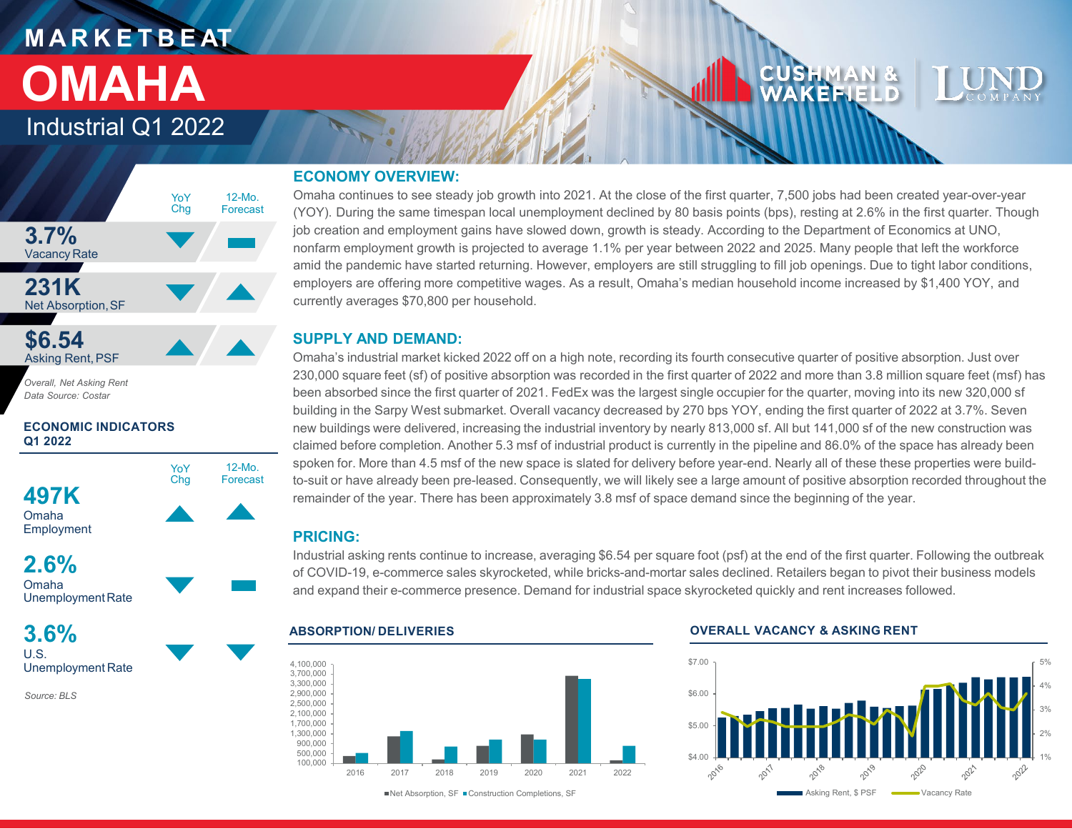# MARKETBEAT

# OMAHA

## Industrial Q1 2022

| | YoY Chg | 12-Mo. Forecast |
|---|---|---|
| **3.7%** Vacancy Rate | ▼ | ▬ |
| **231K** Net Absorption, SF | ▼ | ▲ |
| **$6.54** Asking Rent, PSF | ▲ | ▲ |

*Overall, Net Asking Rent*
*Data Source: Costar*

### ECONOMIC INDICATORS Q1 2022

| | YoY Chg | 12-Mo. Forecast |
|---|---|---|
| **497K** Omaha Employment | ▲ | ▲ |
| **2.6%** Omaha Unemployment Rate | ▼ | ▬ |
| **3.6%** U.S. Unemployment Rate | ▼ | ▼ |

*Source: BLS*

## ECONOMY OVERVIEW:

Omaha continues to see steady job growth into 2021. At the close of the first quarter, 7,500 jobs had been created year-over-year (YOY). During the same timespan local unemployment declined by 80 basis points (bps), resting at 2.6% in the first quarter. Though job creation and employment gains have slowed down, growth is steady. According to the Department of Economics at UNO, nonfarm employment growth is projected to average 1.1% per year between 2022 and 2025. Many people that left the workforce amid the pandemic have started returning. However, employers are still struggling to fill job openings. Due to tight labor conditions, employers are offering more competitive wages. As a result, Omaha's median household income increased by $1,400 YOY, and currently averages $70,800 per household.

## SUPPLY AND DEMAND:

Omaha's industrial market kicked 2022 off on a high note, recording its fourth consecutive quarter of positive absorption. Just over 230,000 square feet (sf) of positive absorption was recorded in the first quarter of 2022 and more than 3.8 million square feet (msf) has been absorbed since the first quarter of 2021. FedEx was the largest single occupier for the quarter, moving into its new 320,000 sf building in the Sarpy West submarket. Overall vacancy decreased by 270 bps YOY, ending the first quarter of 2022 at 3.7%. Seven new buildings were delivered, increasing the industrial inventory by nearly 813,000 sf. All but 141,000 sf of the new construction was claimed before completion. Another 5.3 msf of industrial product is currently in the pipeline and 86.0% of the space has already been spoken for. More than 4.5 msf of the new space is slated for delivery before year-end. Nearly all of these these properties were build-to-suit or have already been pre-leased. Consequently, we will likely see a large amount of positive absorption recorded throughout the remainder of the year. There has been approximately 3.8 msf of space demand since the beginning of the year.

## PRICING:

Industrial asking rents continue to increase, averaging $6.54 per square foot (psf) at the end of the first quarter. Following the outbreak of COVID-19, e-commerce sales skyrocketed, while bricks-and-mortar sales declined. Retailers began to pivot their business models and expand their e-commerce presence. Demand for industrial space skyrocketed quickly and rent increases followed.

### ABSORPTION/ DELIVERIES

■Net Absorption, SF ■Construction Completions, SF

### OVERALL VACANCY & ASKING RENT

Asking Rent, $ PSF — Vacancy Rate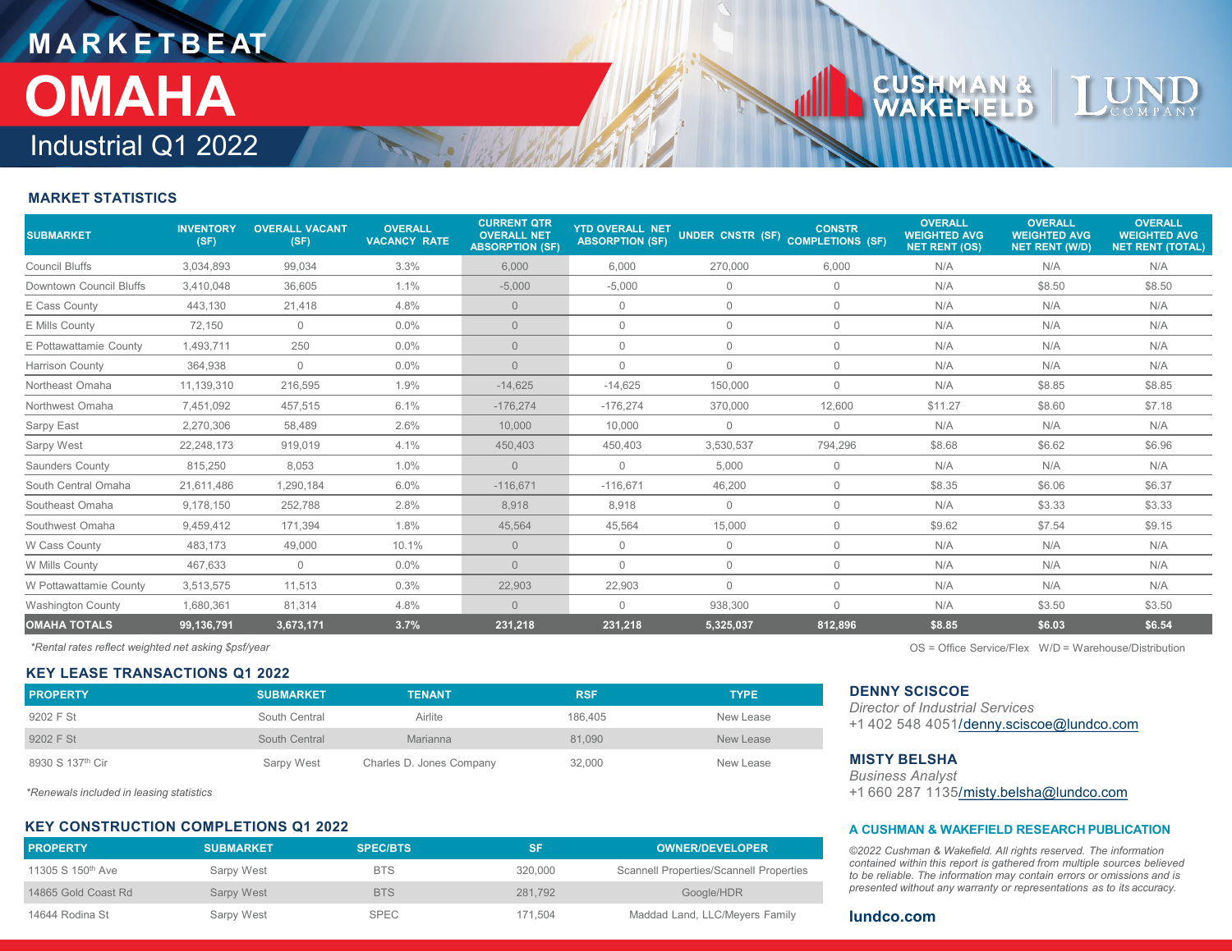# MARKETBEAT

# OMAHA

## Industrial Q1 2022

### MARKET STATISTICS

| SUBMARKET | INVENTORY (SF) | OVERALL VACANT (SF) | OVERALL VACANCY RATE | CURRENT QTR OVERALL NET ABSORPTION (SF) | YTD OVERALL NET ABSORPTION (SF) | UNDER CNSTR (SF) | CONSTR COMPLETIONS (SF) | OVERALL WEIGHTED AVG NET RENT (OS) | OVERALL WEIGHTED AVG NET RENT (W/D) | OVERALL WEIGHTED AVG NET RENT (TOTAL) |
|---|---|---|---|---|---|---|---|---|---|---|
| Council Bluffs | 3,034,893 | 99,034 | 3.3% | 6,000 | 6,000 | 270,000 | 6,000 | N/A | N/A | N/A |
| Downtown Council Bluffs | 3,410,048 | 36,605 | 1.1% | -5,000 | -5,000 | 0 | 0 | N/A | $8.50 | $8.50 |
| E Cass County | 443,130 | 21,418 | 4.8% | 0 | 0 | 0 | 0 | N/A | N/A | N/A |
| E Mills County | 72,150 | 0 | 0.0% | 0 | 0 | 0 | 0 | N/A | N/A | N/A |
| E Pottawattamie County | 1,493,711 | 250 | 0.0% | 0 | 0 | 0 | 0 | N/A | N/A | N/A |
| Harrison County | 364,938 | 0 | 0.0% | 0 | 0 | 0 | 0 | N/A | N/A | N/A |
| Northeast Omaha | 11,139,310 | 216,595 | 1.9% | -14,625 | -14,625 | 150,000 | 0 | N/A | $8.85 | $8.85 |
| Northwest Omaha | 7,451,092 | 457,515 | 6.1% | -176,274 | -176,274 | 370,000 | 12,600 | $11.27 | $8.60 | $7.18 |
| Sarpy East | 2,270,306 | 58,489 | 2.6% | 10,000 | 10,000 | 0 | 0 | N/A | N/A | N/A |
| Sarpy West | 22,248,173 | 919,019 | 4.1% | 450,403 | 450,403 | 3,530,537 | 794,296 | $8.68 | $6.62 | $6.96 |
| Saunders County | 815,250 | 8,053 | 1.0% | 0 | 0 | 5,000 | 0 | N/A | N/A | N/A |
| South Central Omaha | 21,611,486 | 1,290,184 | 6.0% | -116,671 | -116,671 | 46,200 | 0 | $8.35 | $6.06 | $6.37 |
| Southeast Omaha | 9,178,150 | 252,788 | 2.8% | 8,918 | 8,918 | 0 | 0 | N/A | $3.33 | $3.33 |
| Southwest Omaha | 9,459,412 | 171,394 | 1.8% | 45,564 | 45,564 | 15,000 | 0 | $9.62 | $7.54 | $9.15 |
| W Cass County | 483,173 | 49,000 | 10.1% | 0 | 0 | 0 | 0 | N/A | N/A | N/A |
| W Mills County | 467,633 | 0 | 0.0% | 0 | 0 | 0 | 0 | N/A | N/A | N/A |
| W Pottawattamie County | 3,513,575 | 11,513 | 0.3% | 22,903 | 22,903 | 0 | 0 | N/A | N/A | N/A |
| Washington County | 1,680,361 | 81,314 | 4.8% | 0 | 0 | 938,300 | 0 | N/A | $3.50 | $3.50 |
| **OMAHA TOTALS** | **99,136,791** | **3,673,171** | **3.7%** | **231,218** | **231,218** | **5,325,037** | **812,896** | **$8.85** | **$6.03** | **$6.54** |

*\*Rental rates reflect weighted net asking $psf/year*

OS = Office Service/Flex W/D = Warehouse/Distribution

### KEY LEASE TRANSACTIONS Q1 2022

| PROPERTY | SUBMARKET | TENANT | RSF | TYPE |
|---|---|---|---|---|
| 9202 F St | South Central | Airlite | 186,405 | New Lease |
| 9202 F St | South Central | Marianna | 81,090 | New Lease |
| 8930 S 137th Cir | Sarpy West | Charles D. Jones Company | 32,000 | New Lease |

*\*Renewals included in leasing statistics*

### KEY CONSTRUCTION COMPLETIONS Q1 2022

| PROPERTY | SUBMARKET | SPEC/BTS | SF | OWNER/DEVELOPER |
|---|---|---|---|---|
| 11305 S 150th Ave | Sarpy West | BTS | 320,000 | Scannell Properties/Scannell Properties |
| 14865 Gold Coast Rd | Sarpy West | BTS | 281,792 | Google/HDR |
| 14644 Rodina St | Sarpy West | SPEC | 171,504 | Maddad Land, LLC/Meyers Family |

**DENNY SCISCOE**
*Director of Industrial Services*
+1 402 548 4051/denny.sciscoe@lundco.com

**MISTY BELSHA**
*Business Analyst*
+1 660 287 1135/misty.belsha@lundco.com

**A CUSHMAN & WAKEFIELD RESEARCH PUBLICATION**

*©2022 Cushman & Wakefield. All rights reserved. The information contained within this report is gathered from multiple sources believed to be reliable. The information may contain errors or omissions and is presented without any warranty or representations as to its accuracy.*

**lundco.com**